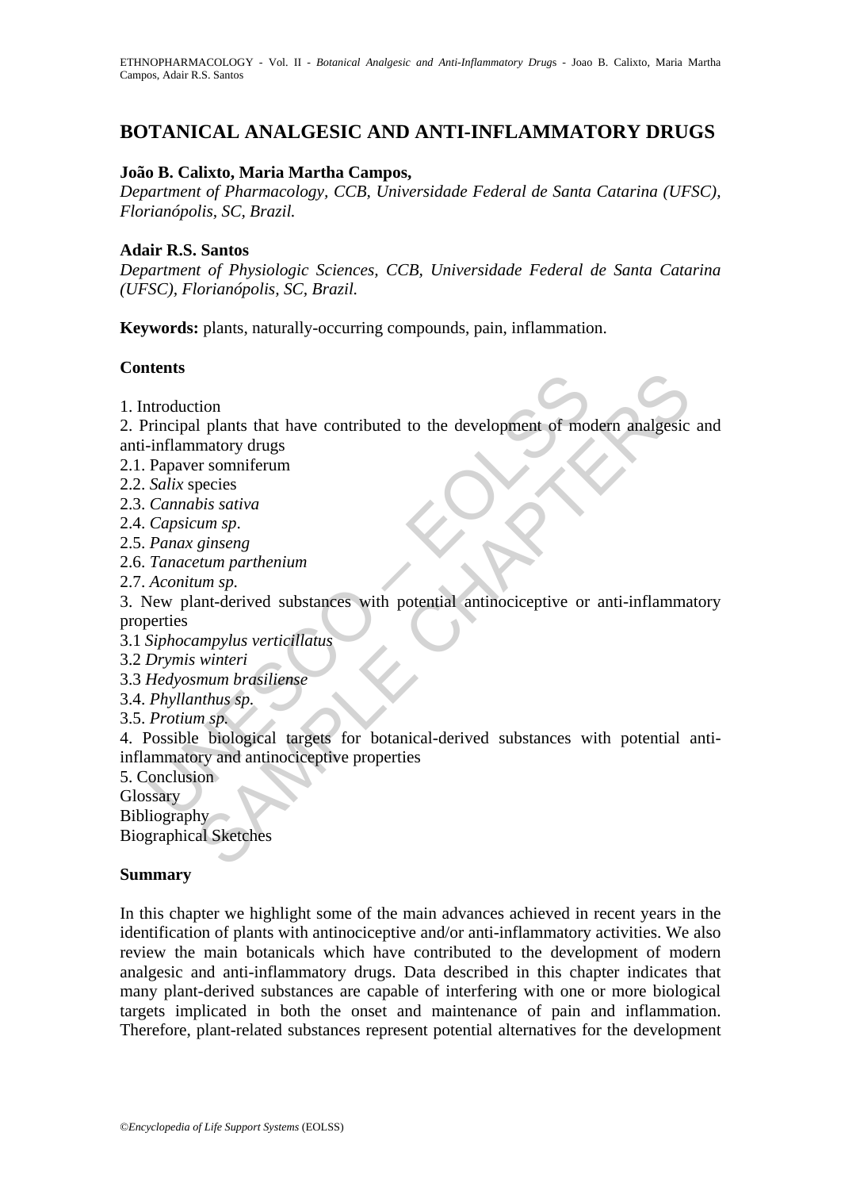# BOTANICAL ANALGESIC AND ANTI-INFLAMMATORY DRUGS

**João B. Calixto, Maria Martha Campos,**

*Department of Pharmacology, CCB, Universidade Federal de Santa Catarina (UFSC), Florianópolis, SC, Brazil.*

**Adair R.S. Santos**

*Department of Physiologic Sciences, CCB, Universidade Federal de Santa Catarina (UFSC), Florianópolis, SC, Brazil.*

**Keywords:** plants, naturally-occurring compounds, pain, inflammation.

## Contents

1. Introduction
2. Principal plants that have contributed to the development of modern analgesic and anti-inflammatory drugs
2.1. Papaver somniferum
2.2. *Salix* species
2.3. *Cannabis sativa*
2.4. *Capsicum sp*.
2.5. *Panax ginseng*
2.6. *Tanacetum parthenium*
2.7. *Aconitum sp.*
3. New plant-derived substances with potential antinociceptive or anti-inflammatory properties
3.1 *Siphocampylus verticillatus*
3.2 *Drymis winteri*
3.3 *Hedyosmum brasiliense*
3.4. *Phyllanthus sp.*
3.5. *Protium sp.*
4. Possible biological targets for botanical-derived substances with potential anti-inflammatory and antinociceptive properties
5. Conclusion

Glossary

Bibliography

Biographical Sketches

## Summary

In this chapter we highlight some of the main advances achieved in recent years in the identification of plants with antinociceptive and/or anti-inflammatory activities. We also review the main botanicals which have contributed to the development of modern analgesic and anti-inflammatory drugs. Data described in this chapter indicates that many plant-derived substances are capable of interfering with one or more biological targets implicated in both the onset and maintenance of pain and inflammation. Therefore, plant-related substances represent potential alternatives for the development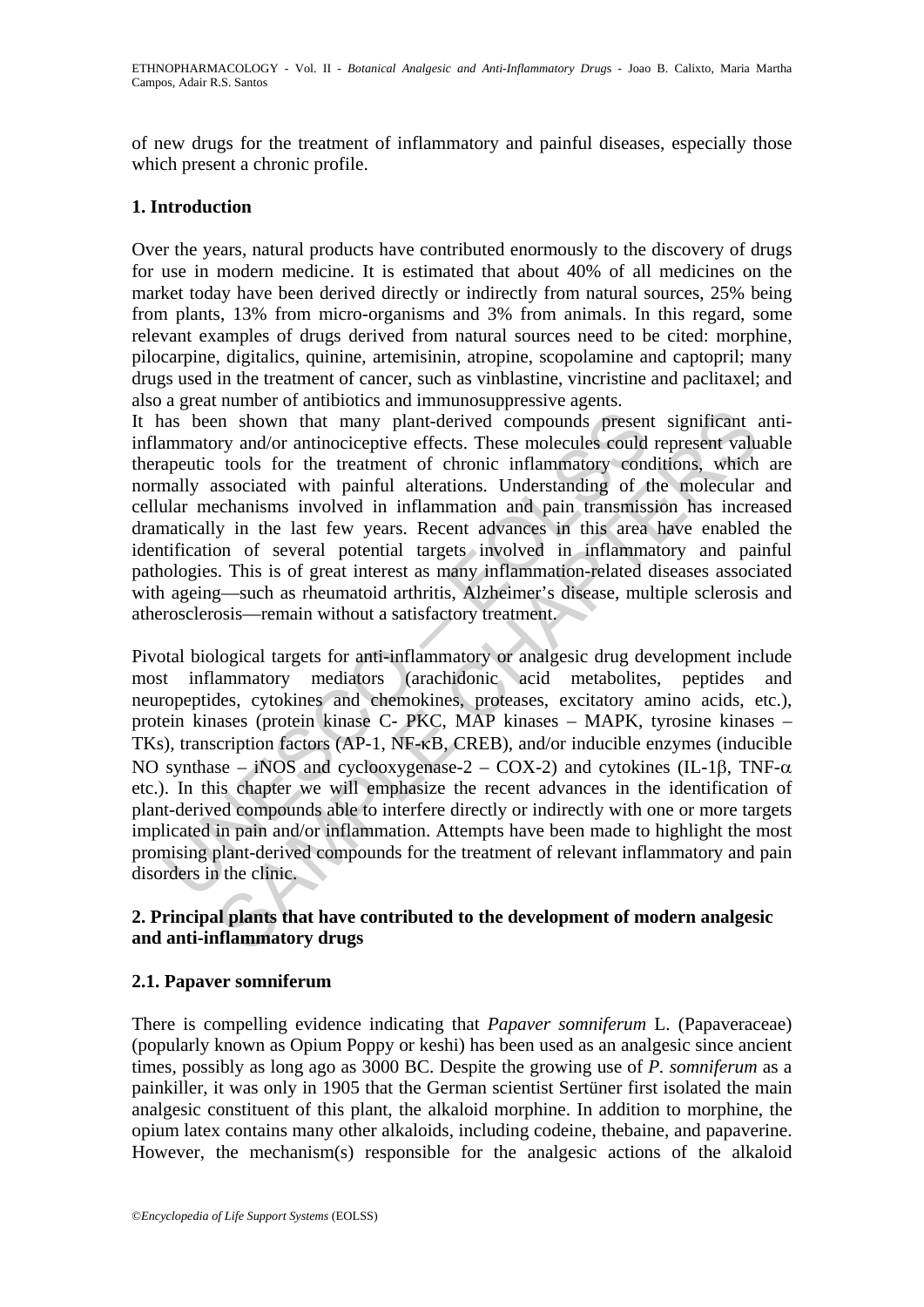of new drugs for the treatment of inflammatory and painful diseases, especially those which present a chronic profile.

## 1. Introduction

Over the years, natural products have contributed enormously to the discovery of drugs for use in modern medicine. It is estimated that about 40% of all medicines on the market today have been derived directly or indirectly from natural sources, 25% being from plants, 13% from micro-organisms and 3% from animals. In this regard, some relevant examples of drugs derived from natural sources need to be cited: morphine, pilocarpine, digitalics, quinine, artemisinin, atropine, scopolamine and captopril; many drugs used in the treatment of cancer, such as vinblastine, vincristine and paclitaxel; and also a great number of antibiotics and immunosuppressive agents.

It has been shown that many plant-derived compounds present significant anti-inflammatory and/or antinociceptive effects. These molecules could represent valuable therapeutic tools for the treatment of chronic inflammatory conditions, which are normally associated with painful alterations. Understanding of the molecular and cellular mechanisms involved in inflammation and pain transmission has increased dramatically in the last few years. Recent advances in this area have enabled the identification of several potential targets involved in inflammatory and painful pathologies. This is of great interest as many inflammation-related diseases associated with ageing—such as rheumatoid arthritis, Alzheimer's disease, multiple sclerosis and atherosclerosis—remain without a satisfactory treatment.

Pivotal biological targets for anti-inflammatory or analgesic drug development include most inflammatory mediators (arachidonic acid metabolites, peptides and neuropeptides, cytokines and chemokines, proteases, excitatory amino acids, etc.), protein kinases (protein kinase C- PKC, MAP kinases – MAPK, tyrosine kinases – TKs), transcription factors (AP-1, NF-κB, CREB), and/or inducible enzymes (inducible NO synthase – iNOS and cyclooxygenase-2 – COX-2) and cytokines (IL-1β, TNF-α etc.). In this chapter we will emphasize the recent advances in the identification of plant-derived compounds able to interfere directly or indirectly with one or more targets implicated in pain and/or inflammation. Attempts have been made to highlight the most promising plant-derived compounds for the treatment of relevant inflammatory and pain disorders in the clinic.

## 2. Principal plants that have contributed to the development of modern analgesic and anti-inflammatory drugs

### 2.1. Papaver somniferum

There is compelling evidence indicating that *Papaver somniferum* L. (Papaveraceae) (popularly known as Opium Poppy or keshi) has been used as an analgesic since ancient times, possibly as long ago as 3000 BC. Despite the growing use of *P. somniferum* as a painkiller, it was only in 1905 that the German scientist Sertüner first isolated the main analgesic constituent of this plant, the alkaloid morphine. In addition to morphine, the opium latex contains many other alkaloids, including codeine, thebaine, and papaverine. However, the mechanism(s) responsible for the analgesic actions of the alkaloid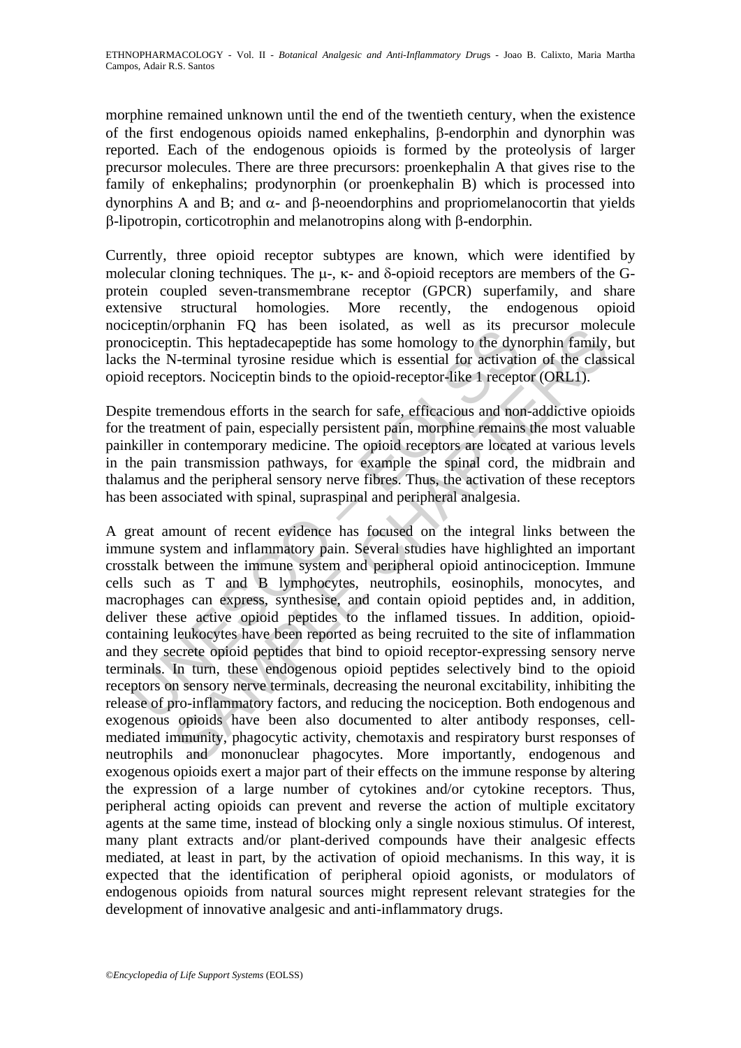morphine remained unknown until the end of the twentieth century, when the existence of the first endogenous opioids named enkephalins, β-endorphin and dynorphin was reported. Each of the endogenous opioids is formed by the proteolysis of larger precursor molecules. There are three precursors: proenkephalin A that gives rise to the family of enkephalins; prodynorphin (or proenkephalin B) which is processed into dynorphins A and B; and α- and β-neoendorphins and propriomelanocortin that yields β-lipotropin, corticotrophin and melanotropins along with β-endorphin.

Currently, three opioid receptor subtypes are known, which were identified by molecular cloning techniques. The μ-, κ- and δ-opioid receptors are members of the G-protein coupled seven-transmembrane receptor (GPCR) superfamily, and share extensive structural homologies. More recently, the endogenous opioid nociceptin/orphanin FQ has been isolated, as well as its precursor molecule pronociceptin. This heptadecapeptide has some homology to the dynorphin family, but lacks the N-terminal tyrosine residue which is essential for activation of the classical opioid receptors. Nociceptin binds to the opioid-receptor-like 1 receptor (ORL1).

Despite tremendous efforts in the search for safe, efficacious and non-addictive opioids for the treatment of pain, especially persistent pain, morphine remains the most valuable painkiller in contemporary medicine. The opioid receptors are located at various levels in the pain transmission pathways, for example the spinal cord, the midbrain and thalamus and the peripheral sensory nerve fibres. Thus, the activation of these receptors has been associated with spinal, supraspinal and peripheral analgesia.

A great amount of recent evidence has focused on the integral links between the immune system and inflammatory pain. Several studies have highlighted an important crosstalk between the immune system and peripheral opioid antinociception. Immune cells such as T and B lymphocytes, neutrophils, eosinophils, monocytes, and macrophages can express, synthesise, and contain opioid peptides and, in addition, deliver these active opioid peptides to the inflamed tissues. In addition, opioid-containing leukocytes have been reported as being recruited to the site of inflammation and they secrete opioid peptides that bind to opioid receptor-expressing sensory nerve terminals. In turn, these endogenous opioid peptides selectively bind to the opioid receptors on sensory nerve terminals, decreasing the neuronal excitability, inhibiting the release of pro-inflammatory factors, and reducing the nociception. Both endogenous and exogenous opioids have been also documented to alter antibody responses, cell-mediated immunity, phagocytic activity, chemotaxis and respiratory burst responses of neutrophils and mononuclear phagocytes. More importantly, endogenous and exogenous opioids exert a major part of their effects on the immune response by altering the expression of a large number of cytokines and/or cytokine receptors. Thus, peripheral acting opioids can prevent and reverse the action of multiple excitatory agents at the same time, instead of blocking only a single noxious stimulus. Of interest, many plant extracts and/or plant-derived compounds have their analgesic effects mediated, at least in part, by the activation of opioid mechanisms. In this way, it is expected that the identification of peripheral opioid agonists, or modulators of endogenous opioids from natural sources might represent relevant strategies for the development of innovative analgesic and anti-inflammatory drugs.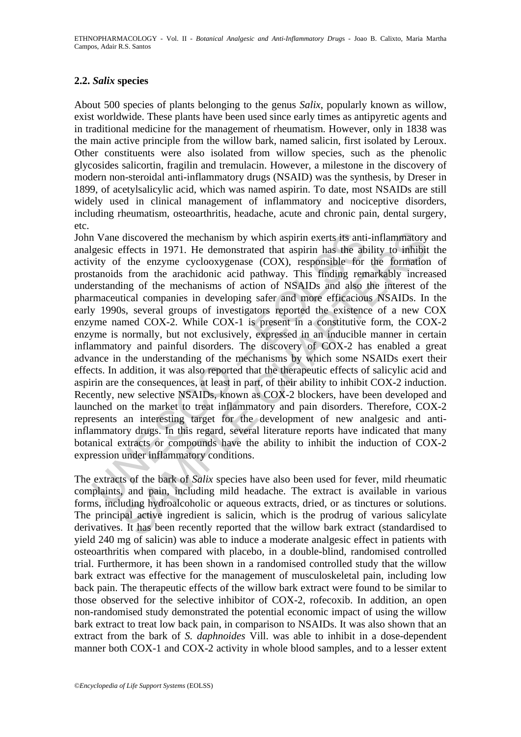### 2.2. *Salix* species

About 500 species of plants belonging to the genus *Salix*, popularly known as willow, exist worldwide. These plants have been used since early times as antipyretic agents and in traditional medicine for the management of rheumatism. However, only in 1838 was the main active principle from the willow bark, named salicin, first isolated by Leroux. Other constituents were also isolated from willow species, such as the phenolic glycosides salicortin, fragilin and tremulacin. However, a milestone in the discovery of modern non-steroidal anti-inflammatory drugs (NSAID) was the synthesis, by Dreser in 1899, of acetylsalicylic acid, which was named aspirin. To date, most NSAIDs are still widely used in clinical management of inflammatory and nociceptive disorders, including rheumatism, osteoarthritis, headache, acute and chronic pain, dental surgery, etc.

John Vane discovered the mechanism by which aspirin exerts its anti-inflammatory and analgesic effects in 1971. He demonstrated that aspirin has the ability to inhibit the activity of the enzyme cyclooxygenase (COX), responsible for the formation of prostanoids from the arachidonic acid pathway. This finding remarkably increased understanding of the mechanisms of action of NSAIDs and also the interest of the pharmaceutical companies in developing safer and more efficacious NSAIDs. In the early 1990s, several groups of investigators reported the existence of a new COX enzyme named COX-2. While COX-1 is present in a constitutive form, the COX-2 enzyme is normally, but not exclusively, expressed in an inducible manner in certain inflammatory and painful disorders. The discovery of COX-2 has enabled a great advance in the understanding of the mechanisms by which some NSAIDs exert their effects. In addition, it was also reported that the therapeutic effects of salicylic acid and aspirin are the consequences, at least in part, of their ability to inhibit COX-2 induction. Recently, new selective NSAIDs, known as COX-2 blockers, have been developed and launched on the market to treat inflammatory and pain disorders. Therefore, COX-2 represents an interesting target for the development of new analgesic and anti-inflammatory drugs. In this regard, several literature reports have indicated that many botanical extracts or compounds have the ability to inhibit the induction of COX-2 expression under inflammatory conditions.

The extracts of the bark of *Salix* species have also been used for fever, mild rheumatic complaints, and pain, including mild headache. The extract is available in various forms, including hydroalcoholic or aqueous extracts, dried, or as tinctures or solutions. The principal active ingredient is salicin, which is the prodrug of various salicylate derivatives. It has been recently reported that the willow bark extract (standardised to yield 240 mg of salicin) was able to induce a moderate analgesic effect in patients with osteoarthritis when compared with placebo, in a double-blind, randomised controlled trial. Furthermore, it has been shown in a randomised controlled study that the willow bark extract was effective for the management of musculoskeletal pain, including low back pain. The therapeutic effects of the willow bark extract were found to be similar to those observed for the selective inhibitor of COX-2, rofecoxib. In addition, an open non-randomised study demonstrated the potential economic impact of using the willow bark extract to treat low back pain, in comparison to NSAIDs. It was also shown that an extract from the bark of *S. daphnoides* Vill. was able to inhibit in a dose-dependent manner both COX-1 and COX-2 activity in whole blood samples, and to a lesser extent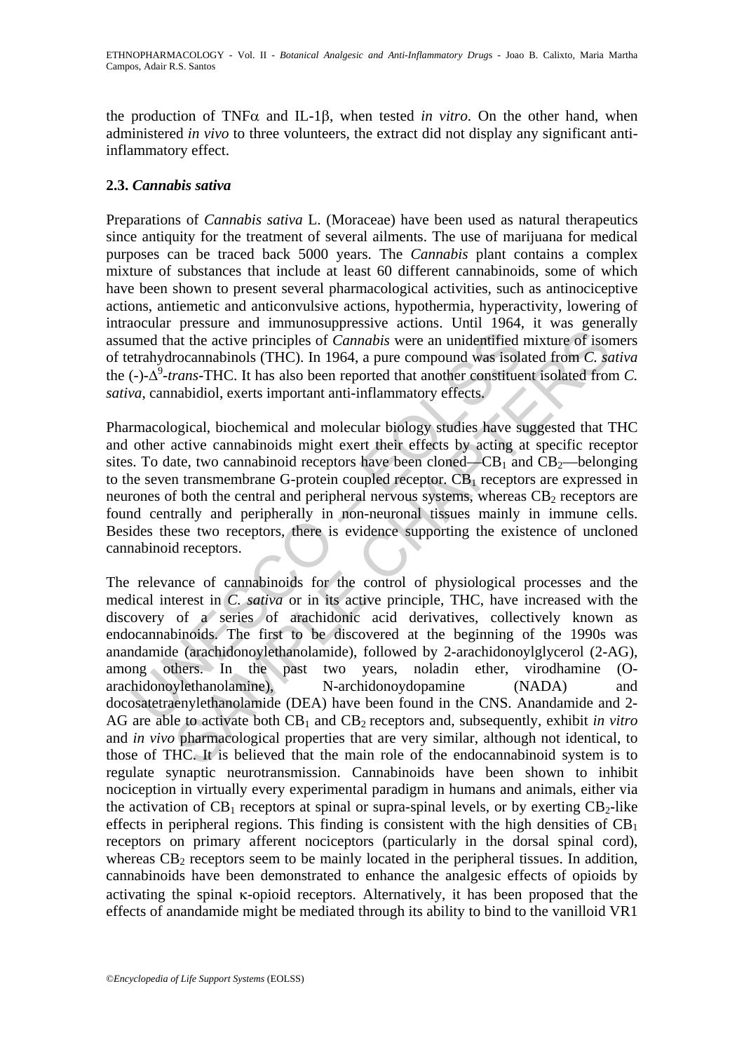the production of TNF$\alpha$ and IL-1$\beta$, when tested *in vitro*. On the other hand, when administered *in vivo* to three volunteers, the extract did not display any significant anti-inflammatory effect.

### 2.3. *Cannabis sativa*

Preparations of *Cannabis sativa* L. (Moraceae) have been used as natural therapeutics since antiquity for the treatment of several ailments. The use of marijuana for medical purposes can be traced back 5000 years. The *Cannabis* plant contains a complex mixture of substances that include at least 60 different cannabinoids, some of which have been shown to present several pharmacological activities, such as antinociceptive actions, antiemetic and anticonvulsive actions, hypothermia, hyperactivity, lowering of intraocular pressure and immunosuppressive actions. Until 1964, it was generally assumed that the active principles of *Cannabis* were an unidentified mixture of isomers of tetrahydrocannabinols (THC). In 1964, a pure compound was isolated from *C. sativa* the (-)-$\Delta^9$-*trans*-THC. It has also been reported that another constituent isolated from *C. sativa*, cannabidiol, exerts important anti-inflammatory effects.

Pharmacological, biochemical and molecular biology studies have suggested that THC and other active cannabinoids might exert their effects by acting at specific receptor sites. To date, two cannabinoid receptors have been cloned—$CB_1$ and $CB_2$—belonging to the seven transmembrane G-protein coupled receptor. $CB_1$ receptors are expressed in neurones of both the central and peripheral nervous systems, whereas $CB_2$ receptors are found centrally and peripherally in non-neuronal tissues mainly in immune cells. Besides these two receptors, there is evidence supporting the existence of uncloned cannabinoid receptors.

The relevance of cannabinoids for the control of physiological processes and the medical interest in *C. sativa* or in its active principle, THC, have increased with the discovery of a series of arachidonic acid derivatives, collectively known as endocannabinoids. The first to be discovered at the beginning of the 1990s was anandamide (arachidonoylethanolamide), followed by 2-arachidonoylglycerol (2-AG), among others. In the past two years, noladin ether, virodhamine (O-arachidonoylethanolamine), N-archidonoydopamine (NADA) and docosatetraenylethanolamide (DEA) have been found in the CNS. Anandamide and 2-AG are able to activate both $CB_1$ and $CB_2$ receptors and, subsequently, exhibit *in vitro* and *in vivo* pharmacological properties that are very similar, although not identical, to those of THC. It is believed that the main role of the endocannabinoid system is to regulate synaptic neurotransmission. Cannabinoids have been shown to inhibit nociception in virtually every experimental paradigm in humans and animals, either via the activation of $CB_1$ receptors at spinal or supra-spinal levels, or by exerting $CB_2$-like effects in peripheral regions. This finding is consistent with the high densities of $CB_1$ receptors on primary afferent nociceptors (particularly in the dorsal spinal cord), whereas $CB_2$ receptors seem to be mainly located in the peripheral tissues. In addition, cannabinoids have been demonstrated to enhance the analgesic effects of opioids by activating the spinal $\kappa$-opioid receptors. Alternatively, it has been proposed that the effects of anandamide might be mediated through its ability to bind to the vanilloid VR1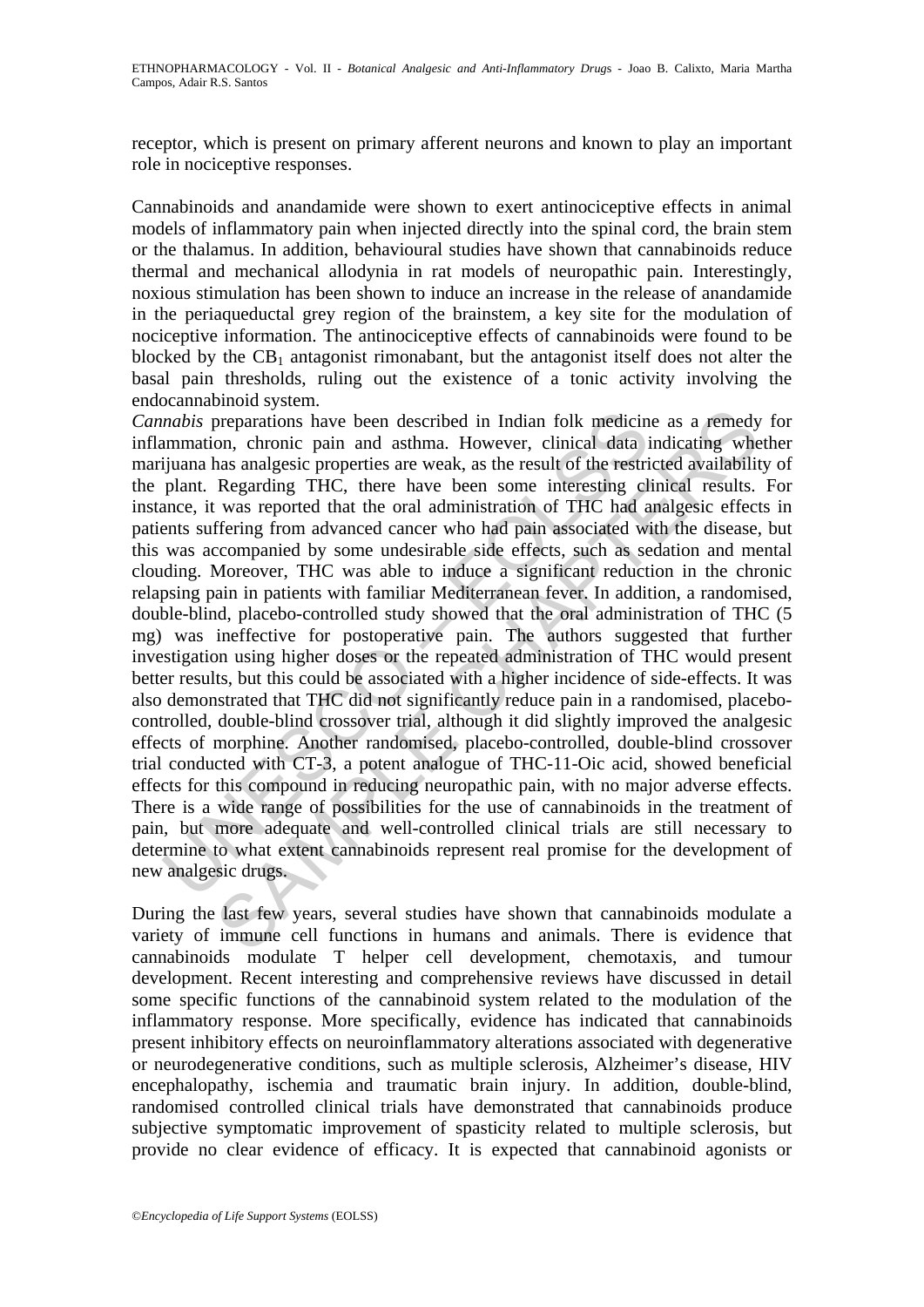receptor, which is present on primary afferent neurons and known to play an important role in nociceptive responses.

Cannabinoids and anandamide were shown to exert antinociceptive effects in animal models of inflammatory pain when injected directly into the spinal cord, the brain stem or the thalamus. In addition, behavioural studies have shown that cannabinoids reduce thermal and mechanical allodynia in rat models of neuropathic pain. Interestingly, noxious stimulation has been shown to induce an increase in the release of anandamide in the periaqueductal grey region of the brainstem, a key site for the modulation of nociceptive information. The antinociceptive effects of cannabinoids were found to be blocked by the $CB_1$ antagonist rimonabant, but the antagonist itself does not alter the basal pain thresholds, ruling out the existence of a tonic activity involving the endocannabinoid system.

*Cannabis* preparations have been described in Indian folk medicine as a remedy for inflammation, chronic pain and asthma. However, clinical data indicating whether marijuana has analgesic properties are weak, as the result of the restricted availability of the plant. Regarding THC, there have been some interesting clinical results. For instance, it was reported that the oral administration of THC had analgesic effects in patients suffering from advanced cancer who had pain associated with the disease, but this was accompanied by some undesirable side effects, such as sedation and mental clouding. Moreover, THC was able to induce a significant reduction in the chronic relapsing pain in patients with familiar Mediterranean fever. In addition, a randomised, double-blind, placebo-controlled study showed that the oral administration of THC (5 mg) was ineffective for postoperative pain. The authors suggested that further investigation using higher doses or the repeated administration of THC would present better results, but this could be associated with a higher incidence of side-effects. It was also demonstrated that THC did not significantly reduce pain in a randomised, placebo-controlled, double-blind crossover trial, although it did slightly improved the analgesic effects of morphine. Another randomised, placebo-controlled, double-blind crossover trial conducted with CT-3, a potent analogue of THC-11-Oic acid, showed beneficial effects for this compound in reducing neuropathic pain, with no major adverse effects. There is a wide range of possibilities for the use of cannabinoids in the treatment of pain, but more adequate and well-controlled clinical trials are still necessary to determine to what extent cannabinoids represent real promise for the development of new analgesic drugs.

During the last few years, several studies have shown that cannabinoids modulate a variety of immune cell functions in humans and animals. There is evidence that cannabinoids modulate T helper cell development, chemotaxis, and tumour development. Recent interesting and comprehensive reviews have discussed in detail some specific functions of the cannabinoid system related to the modulation of the inflammatory response. More specifically, evidence has indicated that cannabinoids present inhibitory effects on neuroinflammatory alterations associated with degenerative or neurodegenerative conditions, such as multiple sclerosis, Alzheimer's disease, HIV encephalopathy, ischemia and traumatic brain injury. In addition, double-blind, randomised controlled clinical trials have demonstrated that cannabinoids produce subjective symptomatic improvement of spasticity related to multiple sclerosis, but provide no clear evidence of efficacy. It is expected that cannabinoid agonists or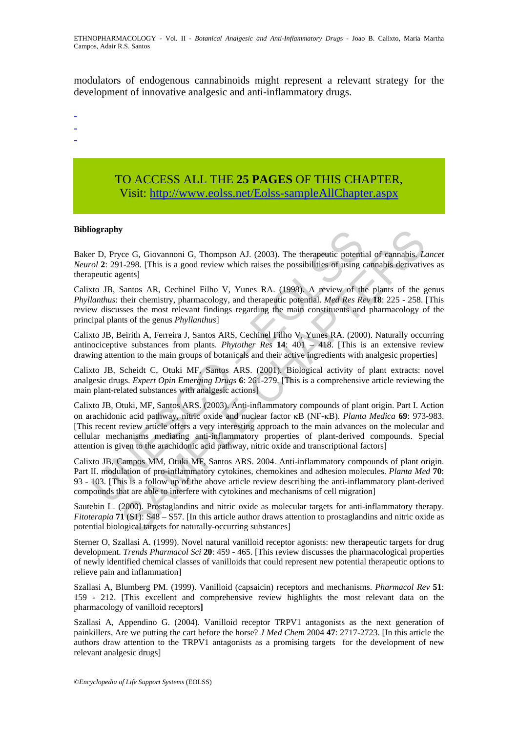modulators of endogenous cannabinoids might represent a relevant strategy for the development of innovative analgesic and anti-inflammatory drugs.

-
-
-

TO ACCESS ALL THE **25 PAGES** OF THIS CHAPTER,
Visit: http://www.eolss.net/Eolss-sampleAllChapter.aspx

**Bibliography**

Baker D, Pryce G, Giovannoni G, Thompson AJ. (2003). The therapeutic potential of cannabis. *Lancet Neurol* **2**: 291-298. [This is a good review which raises the possibilities of using cannabis derivatives as therapeutic agents]

Calixto JB, Santos AR, Cechinel Filho V, Yunes RA. (1998). A review of the plants of the genus *Phyllanthus*: their chemistry, pharmacology, and therapeutic potential. *Med Res Rev* **18**: 225 - 258. [This review discusses the most relevant findings regarding the main constituents and pharmacology of the principal plants of the genus *Phyllanthus*]

Calixto JB, Beirith A, Ferreira J, Santos ARS, Cechinel Filho V, Yunes RA. (2000). Naturally occurring antinociceptive substances from plants. *Phytother Res* **14**: 401 – 418. [This is an extensive review drawing attention to the main groups of botanicals and their active ingredients with analgesic properties]

Calixto JB, Scheidt C, Otuki MF, Santos ARS. (2001). Biological activity of plant extracts: novel analgesic drugs. *Expert Opin Emerging Drugs* **6**: 261-279. [This is a comprehensive article reviewing the main plant-related substances with analgesic actions]

Calixto JB, Otuki, MF, Santos ARS. (2003). Anti-inflammatory compounds of plant origin. Part I. Action on arachidonic acid pathway, nitric oxide and nuclear factor κB (NF-κB). *Planta Medica* **69**: 973-983. [This recent review article offers a very interesting approach to the main advances on the molecular and cellular mechanisms mediating anti-inflammatory properties of plant-derived compounds. Special attention is given to the arachidonic acid pathway, nitric oxide and transcriptional factors]

Calixto JB, Campos MM, Otuki MF, Santos ARS. 2004. Anti-inflammatory compounds of plant origin. Part II. modulation of pro-inflammatory cytokines, chemokines and adhesion molecules. *Planta Med* **70**: 93 - 103. [This is a follow up of the above article review describing the anti-inflammatory plant-derived compounds that are able to interfere with cytokines and mechanisms of cell migration]

Sautebin L. (2000). Prostaglandins and nitric oxide as molecular targets for anti-inflammatory therapy. *Fitoterapia* **71** (S1): S48 – S57. [In this article author draws attention to prostaglandins and nitric oxide as potential biological targets for naturally-occurring substances]

Sterner O, Szallasi A. (1999). Novel natural vanilloid receptor agonists: new therapeutic targets for drug development. *Trends Pharmacol Sci* **20**: 459 - 465. [This review discusses the pharmacological properties of newly identified chemical classes of vanilloids that could represent new potential therapeutic options to relieve pain and inflammation]

Szallasi A, Blumberg PM. (1999). Vanilloid (capsaicin) receptors and mechanisms. *Pharmacol Rev* **51**: 159 - 212. [This excellent and comprehensive review highlights the most relevant data on the pharmacology of vanilloid receptors**]**

Szallasi A, Appendino G. (2004). Vanilloid receptor TRPV1 antagonists as the next generation of painkillers. Are we putting the cart before the horse? *J Med Chem* 2004 **47**: 2717-2723. [In this article the authors draw attention to the TRPV1 antagonists as a promising targets for the development of new relevant analgesic drugs]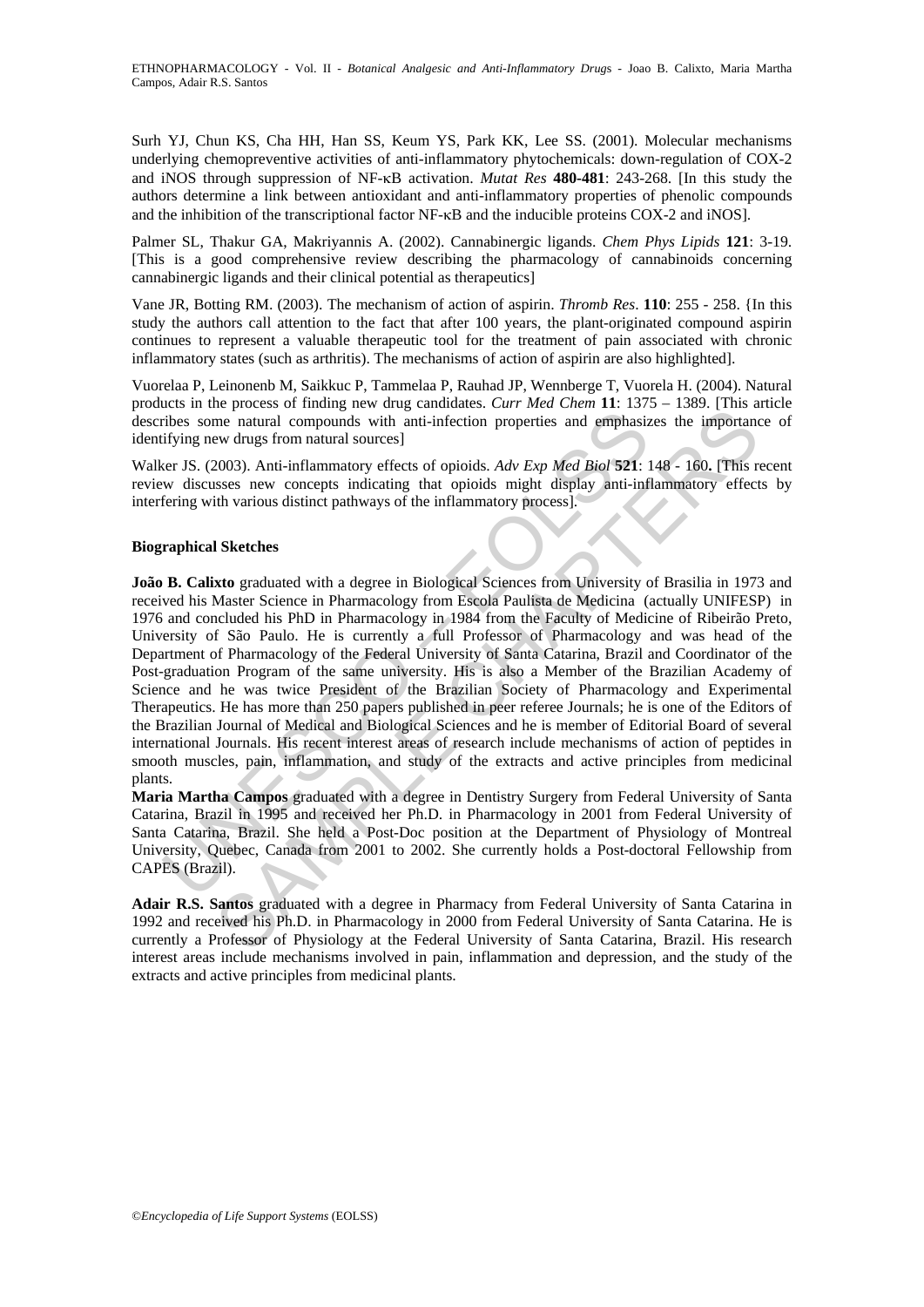Surh YJ, Chun KS, Cha HH, Han SS, Keum YS, Park KK, Lee SS. (2001). Molecular mechanisms underlying chemopreventive activities of anti-inflammatory phytochemicals: down-regulation of COX-2 and iNOS through suppression of NF-κB activation. *Mutat Res* **480-481**: 243-268. [In this study the authors determine a link between antioxidant and anti-inflammatory properties of phenolic compounds and the inhibition of the transcriptional factor NF-κB and the inducible proteins COX-2 and iNOS].

Palmer SL, Thakur GA, Makriyannis A. (2002). Cannabinergic ligands. *Chem Phys Lipids* **121**: 3-19. [This is a good comprehensive review describing the pharmacology of cannabinoids concerning cannabinergic ligands and their clinical potential as therapeutics]

Vane JR, Botting RM. (2003). The mechanism of action of aspirin. *Thromb Res*. **110**: 255 - 258. {In this study the authors call attention to the fact that after 100 years, the plant-originated compound aspirin continues to represent a valuable therapeutic tool for the treatment of pain associated with chronic inflammatory states (such as arthritis). The mechanisms of action of aspirin are also highlighted].

Vuorelaa P, Leinonenb M, Saikkuc P, Tammelaa P, Rauhad JP, Wennberge T, Vuorela H. (2004). Natural products in the process of finding new drug candidates. *Curr Med Chem* **11**: 1375 – 1389. [This article describes some natural compounds with anti-infection properties and emphasizes the importance of identifying new drugs from natural sources]

Walker JS. (2003). Anti-inflammatory effects of opioids. *Adv Exp Med Biol* **521**: 148 - 160**.** [This recent review discusses new concepts indicating that opioids might display anti-inflammatory effects by interfering with various distinct pathways of the inflammatory process].

**Biographical Sketches**

**João B. Calixto** graduated with a degree in Biological Sciences from University of Brasilia in 1973 and received his Master Science in Pharmacology from Escola Paulista de Medicina (actually UNIFESP) in 1976 and concluded his PhD in Pharmacology in 1984 from the Faculty of Medicine of Ribeirão Preto, University of São Paulo. He is currently a full Professor of Pharmacology and was head of the Department of Pharmacology of the Federal University of Santa Catarina, Brazil and Coordinator of the Post-graduation Program of the same university. His is also a Member of the Brazilian Academy of Science and he was twice President of the Brazilian Society of Pharmacology and Experimental Therapeutics. He has more than 250 papers published in peer referee Journals; he is one of the Editors of the Brazilian Journal of Medical and Biological Sciences and he is member of Editorial Board of several international Journals. His recent interest areas of research include mechanisms of action of peptides in smooth muscles, pain, inflammation, and study of the extracts and active principles from medicinal plants.

**Maria Martha Campos** graduated with a degree in Dentistry Surgery from Federal University of Santa Catarina, Brazil in 1995 and received her Ph.D. in Pharmacology in 2001 from Federal University of Santa Catarina, Brazil. She held a Post-Doc position at the Department of Physiology of Montreal University, Quebec, Canada from 2001 to 2002. She currently holds a Post-doctoral Fellowship from CAPES (Brazil).

**Adair R.S. Santos** graduated with a degree in Pharmacy from Federal University of Santa Catarina in 1992 and received his Ph.D. in Pharmacology in 2000 from Federal University of Santa Catarina. He is currently a Professor of Physiology at the Federal University of Santa Catarina, Brazil. His research interest areas include mechanisms involved in pain, inflammation and depression, and the study of the extracts and active principles from medicinal plants.